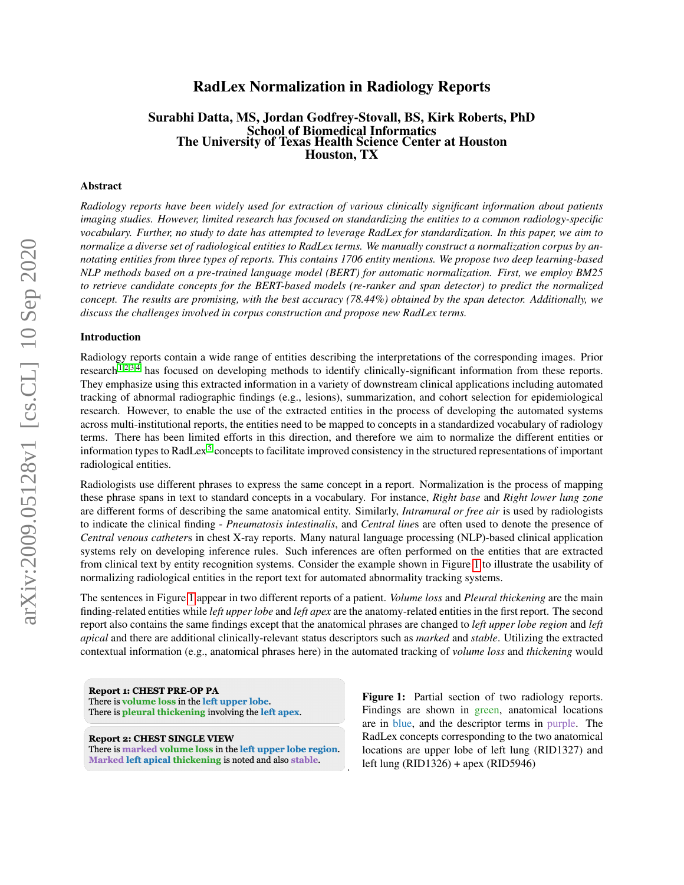# RadLex Normalization in Radiology Reports

**Surabhi Datta, MS, Jordan Godfrey-Stovall, BS, Kirk Roberts, PhD**
**School of Biomedical Informatics**
**The University of Texas Health Science Center at Houston**
**Houston, TX**

## Abstract

*Radiology reports have been widely used for extraction of various clinically significant information about patients imaging studies. However, limited research has focused on standardizing the entities to a common radiology-specific vocabulary. Further, no study to date has attempted to leverage RadLex for standardization. In this paper, we aim to normalize a diverse set of radiological entities to RadLex terms. We manually construct a normalization corpus by annotating entities from three types of reports. This contains 1706 entity mentions. We propose two deep learning-based NLP methods based on a pre-trained language model (BERT) for automatic normalization. First, we employ BM25 to retrieve candidate concepts for the BERT-based models (re-ranker and span detector) to predict the normalized concept. The results are promising, with the best accuracy (78.44%) obtained by the span detector. Additionally, we discuss the challenges involved in corpus construction and propose new RadLex terms.*

## Introduction

Radiology reports contain a wide range of entities describing the interpretations of the corresponding images. Prior research[1,2,3,4] has focused on developing methods to identify clinically-significant information from these reports. They emphasize using this extracted information in a variety of downstream clinical applications including automated tracking of abnormal radiographic findings (e.g., lesions), summarization, and cohort selection for epidemiological research. However, to enable the use of the extracted entities in the process of developing the automated systems across multi-institutional reports, the entities need to be mapped to concepts in a standardized vocabulary of radiology terms. There has been limited efforts in this direction, and therefore we aim to normalize the different entities or information types to RadLex[5] concepts to facilitate improved consistency in the structured representations of important radiological entities.

Radiologists use different phrases to express the same concept in a report. Normalization is the process of mapping these phrase spans in text to standard concepts in a vocabulary. For instance, *Right base* and *Right lower lung zone* are different forms of describing the same anatomical entity. Similarly, *Intramural or free air* is used by radiologists to indicate the clinical finding - *Pneumatosis intestinalis*, and *Central line*s are often used to denote the presence of *Central venous catheter*s in chest X-ray reports. Many natural language processing (NLP)-based clinical application systems rely on developing inference rules. Such inferences are often performed on the entities that are extracted from clinical text by entity recognition systems. Consider the example shown in Figure 1 to illustrate the usability of normalizing radiological entities in the report text for automated abnormality tracking systems.

The sentences in Figure 1 appear in two different reports of a patient. *Volume loss* and *Pleural thickening* are the main finding-related entities while *left upper lobe* and *left apex* are the anatomy-related entities in the first report. The second report also contains the same findings except that the anatomical phrases are changed to *left upper lobe region* and *left apical* and there are additional clinically-relevant status descriptors such as *marked* and *stable*. Utilizing the extracted contextual information (e.g., anatomical phrases here) in the automated tracking of *volume loss* and *thickening* would

**Report 1: CHEST PRE-OP PA**
There is **volume loss** in the **left upper lobe**.
There is **pleural thickening** involving the **left apex**.

**Report 2: CHEST SINGLE VIEW**
There is **marked volume loss** in the **left upper lobe region**.
**Marked left apical thickening** is noted and also **stable**.

**Figure 1:** Partial section of two radiology reports. Findings are shown in green, anatomical locations are in blue, and the descriptor terms in purple. The RadLex concepts corresponding to the two anatomical locations are upper lobe of left lung (RID1327) and left lung (RID1326) + apex (RID5946)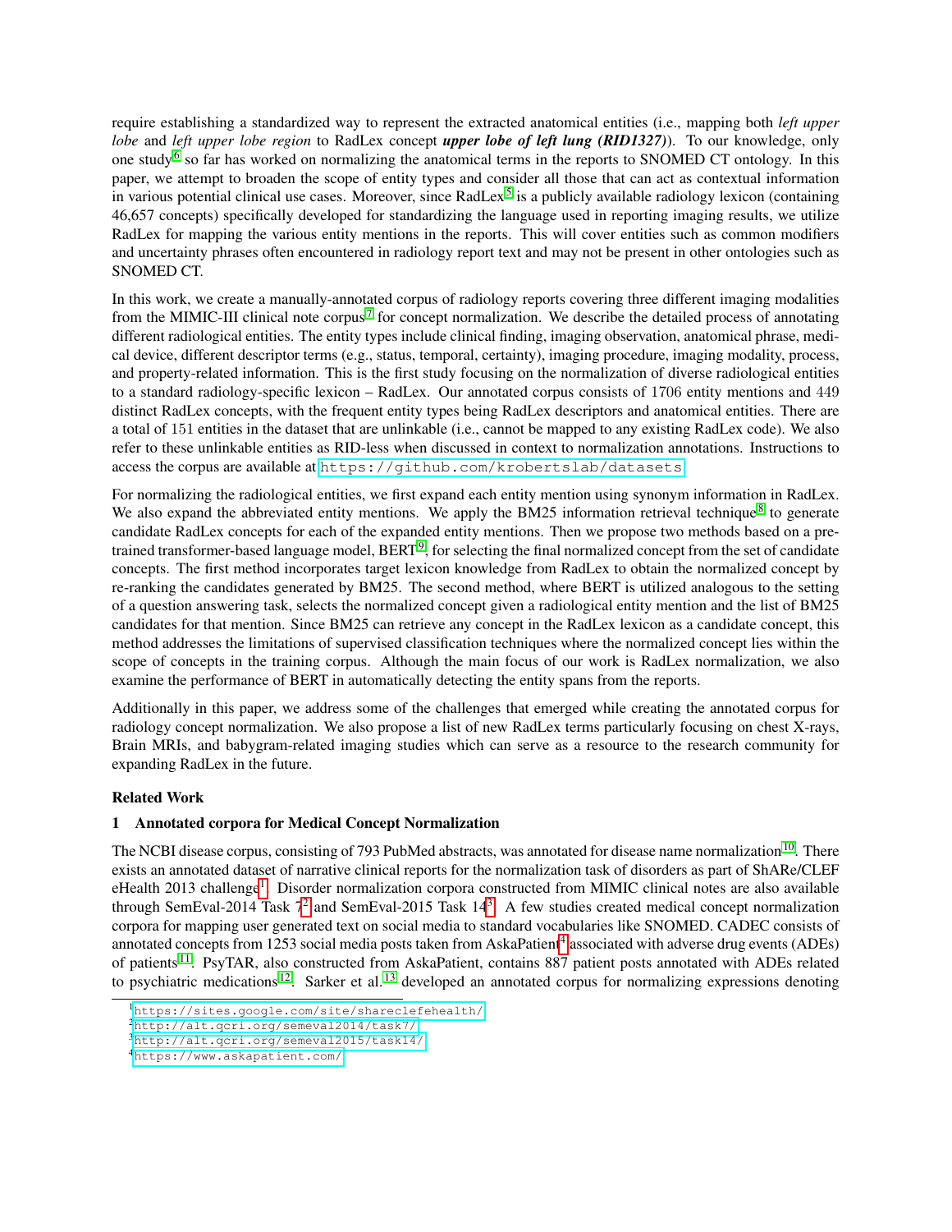require establishing a standardized way to represent the extracted anatomical entities (i.e., mapping both *left upper lobe* and *left upper lobe region* to RadLex concept ***upper lobe of left lung (RID1327)***). To our knowledge, only one study[6] so far has worked on normalizing the anatomical terms in the reports to SNOMED CT ontology. In this paper, we attempt to broaden the scope of entity types and consider all those that can act as contextual information in various potential clinical use cases. Moreover, since RadLex[5] is a publicly available radiology lexicon (containing 46,657 concepts) specifically developed for standardizing the language used in reporting imaging results, we utilize RadLex for mapping the various entity mentions in the reports. This will cover entities such as common modifiers and uncertainty phrases often encountered in radiology report text and may not be present in other ontologies such as SNOMED CT.

In this work, we create a manually-annotated corpus of radiology reports covering three different imaging modalities from the MIMIC-III clinical note corpus[7] for concept normalization. We describe the detailed process of annotating different radiological entities. The entity types include clinical finding, imaging observation, anatomical phrase, medical device, different descriptor terms (e.g., status, temporal, certainty), imaging procedure, imaging modality, process, and property-related information. This is the first study focusing on the normalization of diverse radiological entities to a standard radiology-specific lexicon – RadLex. Our annotated corpus consists of 1706 entity mentions and 449 distinct RadLex concepts, with the frequent entity types being RadLex descriptors and anatomical entities. There are a total of 151 entities in the dataset that are unlinkable (i.e., cannot be mapped to any existing RadLex code). We also refer to these unlinkable entities as RID-less when discussed in context to normalization annotations. Instructions to access the corpus are available at https://github.com/krobertslab/datasets.

For normalizing the radiological entities, we first expand each entity mention using synonym information in RadLex. We also expand the abbreviated entity mentions. We apply the BM25 information retrieval technique[8] to generate candidate RadLex concepts for each of the expanded entity mentions. Then we propose two methods based on a pre-trained transformer-based language model, BERT[9], for selecting the final normalized concept from the set of candidate concepts. The first method incorporates target lexicon knowledge from RadLex to obtain the normalized concept by re-ranking the candidates generated by BM25. The second method, where BERT is utilized analogous to the setting of a question answering task, selects the normalized concept given a radiological entity mention and the list of BM25 candidates for that mention. Since BM25 can retrieve any concept in the RadLex lexicon as a candidate concept, this method addresses the limitations of supervised classification techniques where the normalized concept lies within the scope of concepts in the training corpus. Although the main focus of our work is RadLex normalization, we also examine the performance of BERT in automatically detecting the entity spans from the reports.

Additionally in this paper, we address some of the challenges that emerged while creating the annotated corpus for radiology concept normalization. We also propose a list of new RadLex terms particularly focusing on chest X-rays, Brain MRIs, and babygram-related imaging studies which can serve as a resource to the research community for expanding RadLex in the future.

## Related Work

### 1 Annotated corpora for Medical Concept Normalization

The NCBI disease corpus, consisting of 793 PubMed abstracts, was annotated for disease name normalization[10]. There exists an annotated dataset of narrative clinical reports for the normalization task of disorders as part of ShARe/CLEF eHealth 2013 challenge[1]. Disorder normalization corpora constructed from MIMIC clinical notes are also available through SemEval-2014 Task 7[2] and SemEval-2015 Task 14[3]. A few studies created medical concept normalization corpora for mapping user generated text on social media to standard vocabularies like SNOMED. CADEC consists of annotated concepts from 1253 social media posts taken from AskaPatient[4] associated with adverse drug events (ADEs) of patients[11]. PsyTAR, also constructed from AskaPatient, contains 887 patient posts annotated with ADEs related to psychiatric medications[12]. Sarker et al.[13] developed an annotated corpus for normalizing expressions denoting

[1] https://sites.google.com/site/shareclefehealth/

[2] http://alt.qcri.org/semeval2014/task7/

[3] http://alt.qcri.org/semeval2015/task14/

[4] https://www.askapatient.com/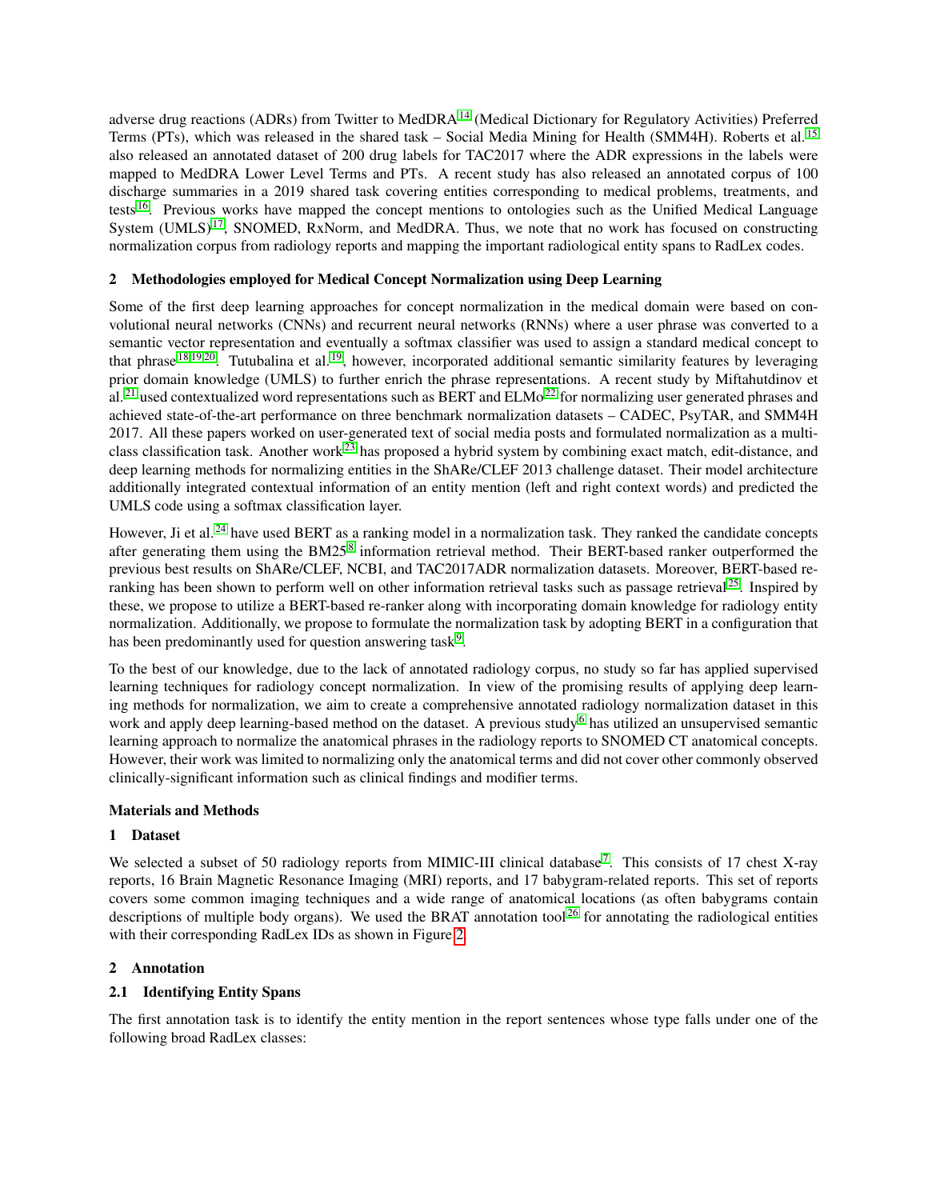adverse drug reactions (ADRs) from Twitter to MedDRA[14] (Medical Dictionary for Regulatory Activities) Preferred Terms (PTs), which was released in the shared task – Social Media Mining for Health (SMM4H). Roberts et al.[15] also released an annotated dataset of 200 drug labels for TAC2017 where the ADR expressions in the labels were mapped to MedDRA Lower Level Terms and PTs. A recent study has also released an annotated corpus of 100 discharge summaries in a 2019 shared task covering entities corresponding to medical problems, treatments, and tests[16]. Previous works have mapped the concept mentions to ontologies such as the Unified Medical Language System (UMLS)[17], SNOMED, RxNorm, and MedDRA. Thus, we note that no work has focused on constructing normalization corpus from radiology reports and mapping the important radiological entity spans to RadLex codes.

## 2 Methodologies employed for Medical Concept Normalization using Deep Learning

Some of the first deep learning approaches for concept normalization in the medical domain were based on convolutional neural networks (CNNs) and recurrent neural networks (RNNs) where a user phrase was converted to a semantic vector representation and eventually a softmax classifier was used to assign a standard medical concept to that phrase[18,19,20]. Tutubalina et al.[19], however, incorporated additional semantic similarity features by leveraging prior domain knowledge (UMLS) to further enrich the phrase representations. A recent study by Miftahutdinov et al.[21] used contextualized word representations such as BERT and ELMo[22] for normalizing user generated phrases and achieved state-of-the-art performance on three benchmark normalization datasets – CADEC, PsyTAR, and SMM4H 2017. All these papers worked on user-generated text of social media posts and formulated normalization as a multi-class classification task. Another work[23] has proposed a hybrid system by combining exact match, edit-distance, and deep learning methods for normalizing entities in the ShARe/CLEF 2013 challenge dataset. Their model architecture additionally integrated contextual information of an entity mention (left and right context words) and predicted the UMLS code using a softmax classification layer.

However, Ji et al.[24] have used BERT as a ranking model in a normalization task. They ranked the candidate concepts after generating them using the BM25[8] information retrieval method. Their BERT-based ranker outperformed the previous best results on ShARe/CLEF, NCBI, and TAC2017ADR normalization datasets. Moreover, BERT-based re-ranking has been shown to perform well on other information retrieval tasks such as passage retrieval[25]. Inspired by these, we propose to utilize a BERT-based re-ranker along with incorporating domain knowledge for radiology entity normalization. Additionally, we propose to formulate the normalization task by adopting BERT in a configuration that has been predominantly used for question answering task[9].

To the best of our knowledge, due to the lack of annotated radiology corpus, no study so far has applied supervised learning techniques for radiology concept normalization. In view of the promising results of applying deep learning methods for normalization, we aim to create a comprehensive annotated radiology normalization dataset in this work and apply deep learning-based method on the dataset. A previous study[6] has utilized an unsupervised semantic learning approach to normalize the anatomical phrases in the radiology reports to SNOMED CT anatomical concepts. However, their work was limited to normalizing only the anatomical terms and did not cover other commonly observed clinically-significant information such as clinical findings and modifier terms.

# Materials and Methods

## 1 Dataset

We selected a subset of 50 radiology reports from MIMIC-III clinical database[7]. This consists of 17 chest X-ray reports, 16 Brain Magnetic Resonance Imaging (MRI) reports, and 17 babygram-related reports. This set of reports covers some common imaging techniques and a wide range of anatomical locations (as often babygrams contain descriptions of multiple body organs). We used the BRAT annotation tool[26] for annotating the radiological entities with their corresponding RadLex IDs as shown in Figure 2.

## 2 Annotation

### 2.1 Identifying Entity Spans

The first annotation task is to identify the entity mention in the report sentences whose type falls under one of the following broad RadLex classes: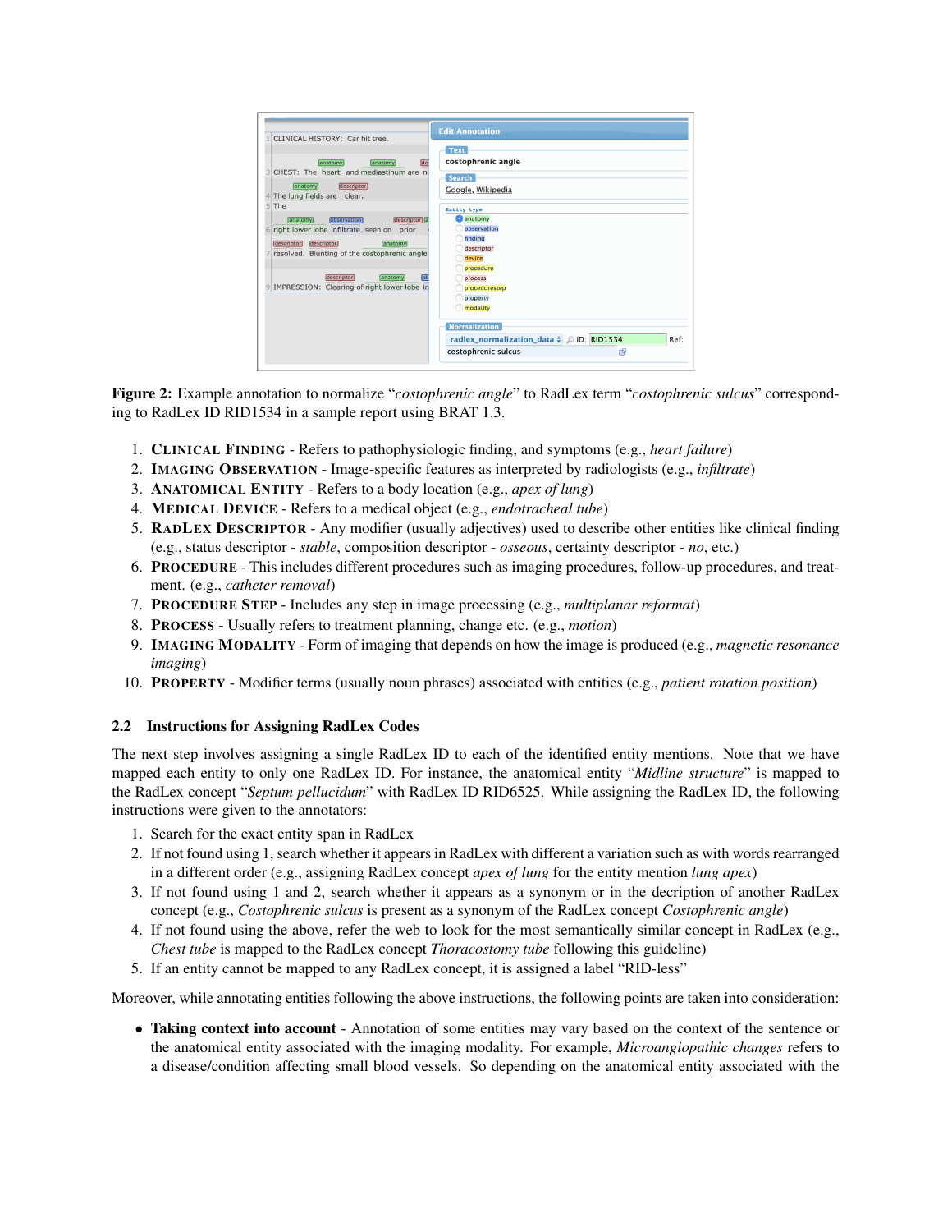Figure 2: Example annotation to normalize "*costophrenic angle*" to RadLex term "*costophrenic sulcus*" corresponding to RadLex ID RID1534 in a sample report using BRAT 1.3.

1. **Clinical Finding** - Refers to pathophysiologic finding, and symptoms (e.g., *heart failure*)
2. **Imaging Observation** - Image-specific features as interpreted by radiologists (e.g., *infiltrate*)
3. **Anatomical Entity** - Refers to a body location (e.g., *apex of lung*)
4. **Medical Device** - Refers to a medical object (e.g., *endotracheal tube*)
5. **RadLex Descriptor** - Any modifier (usually adjectives) used to describe other entities like clinical finding (e.g., status descriptor - *stable*, composition descriptor - *osseous*, certainty descriptor - *no*, etc.)
6. **Procedure** - This includes different procedures such as imaging procedures, follow-up procedures, and treatment. (e.g., *catheter removal*)
7. **Procedure Step** - Includes any step in image processing (e.g., *multiplanar reformat*)
8. **Process** - Usually refers to treatment planning, change etc. (e.g., *motion*)
9. **Imaging Modality** - Form of imaging that depends on how the image is produced (e.g., *magnetic resonance imaging*)
10. **Property** - Modifier terms (usually noun phrases) associated with entities (e.g., *patient rotation position*)

### 2.2 Instructions for Assigning RadLex Codes

The next step involves assigning a single RadLex ID to each of the identified entity mentions. Note that we have mapped each entity to only one RadLex ID. For instance, the anatomical entity "*Midline structure*" is mapped to the RadLex concept "*Septum pellucidum*" with RadLex ID RID6525. While assigning the RadLex ID, the following instructions were given to the annotators:

1. Search for the exact entity span in RadLex
2. If not found using 1, search whether it appears in RadLex with different a variation such as with words rearranged in a different order (e.g., assigning RadLex concept *apex of lung* for the entity mention *lung apex*)
3. If not found using 1 and 2, search whether it appears as a synonym or in the decription of another RadLex concept (e.g., *Costophrenic sulcus* is present as a synonym of the RadLex concept *Costophrenic angle*)
4. If not found using the above, refer the web to look for the most semantically similar concept in RadLex (e.g., *Chest tube* is mapped to the RadLex concept *Thoracostomy tube* following this guideline)
5. If an entity cannot be mapped to any RadLex concept, it is assigned a label "RID-less"

Moreover, while annotating entities following the above instructions, the following points are taken into consideration:

- **Taking context into account** - Annotation of some entities may vary based on the context of the sentence or the anatomical entity associated with the imaging modality. For example, *Microangiopathic changes* refers to a disease/condition affecting small blood vessels. So depending on the anatomical entity associated with the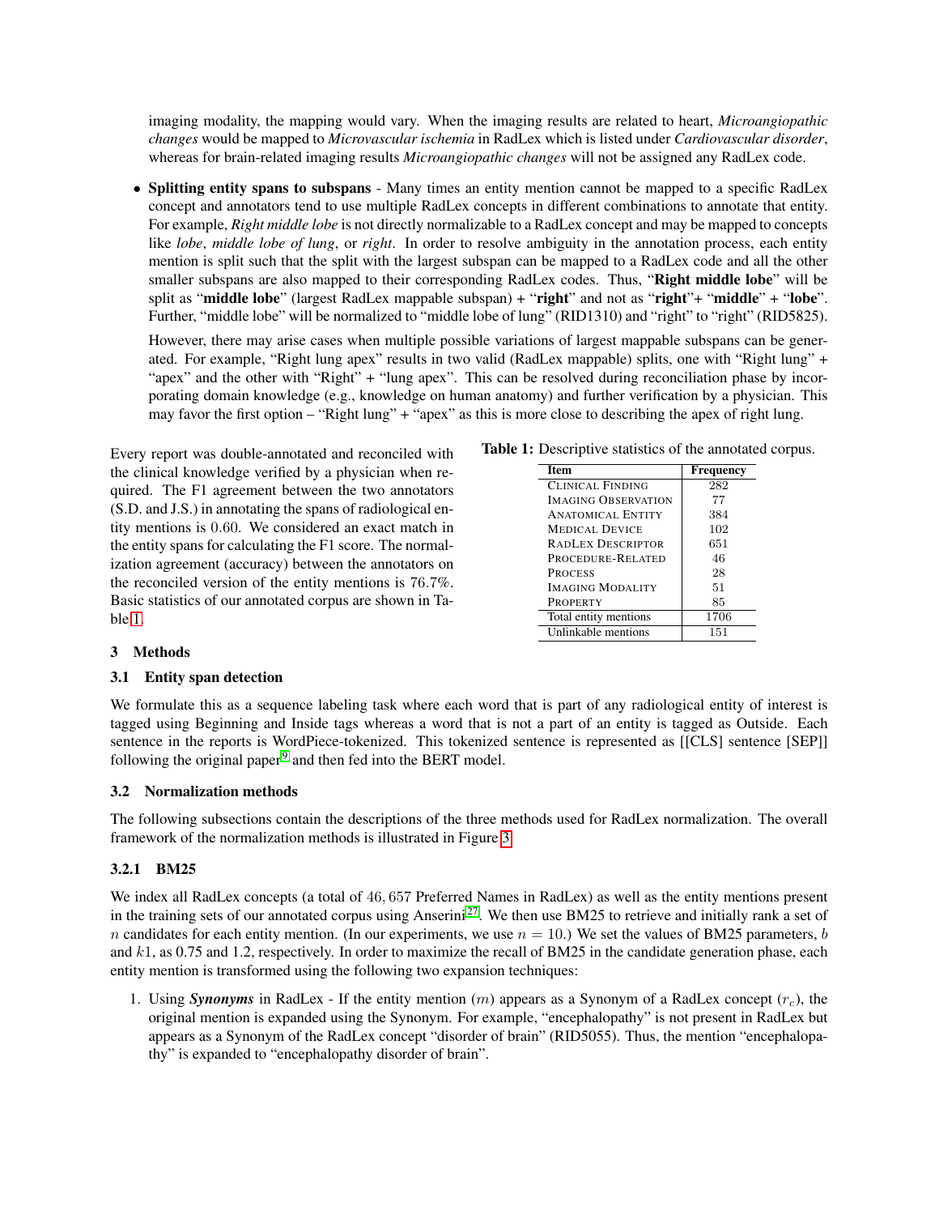imaging modality, the mapping would vary. When the imaging results are related to heart, *Microangiopathic changes* would be mapped to *Microvascular ischemia* in RadLex which is listed under *Cardiovascular disorder*, whereas for brain-related imaging results *Microangiopathic changes* will not be assigned any RadLex code.

- **Splitting entity spans to subspans** - Many times an entity mention cannot be mapped to a specific RadLex concept and annotators tend to use multiple RadLex concepts in different combinations to annotate that entity. For example, *Right middle lobe* is not directly normalizable to a RadLex concept and may be mapped to concepts like *lobe*, *middle lobe of lung*, or *right*. In order to resolve ambiguity in the annotation process, each entity mention is split such that the split with the largest subspan can be mapped to a RadLex code and all the other smaller subspans are also mapped to their corresponding RadLex codes. Thus, "**Right middle lobe**" will be split as "**middle lobe**" (largest RadLex mappable subspan) + "**right**" and not as "**right**"+ "**middle**" + "**lobe**". Further, "middle lobe" will be normalized to "middle lobe of lung" (RID1310) and "right" to "right" (RID5825).

  However, there may arise cases when multiple possible variations of largest mappable subspans can be generated. For example, "Right lung apex" results in two valid (RadLex mappable) splits, one with "Right lung" + "apex" and the other with "Right" + "lung apex". This can be resolved during reconciliation phase by incorporating domain knowledge (e.g., knowledge on human anatomy) and further verification by a physician. This may favor the first option – "Right lung" + "apex" as this is more close to describing the apex of right lung.

Every report was double-annotated and reconciled with the clinical knowledge verified by a physician when required. The F1 agreement between the two annotators (S.D. and J.S.) in annotating the spans of radiological entity mentions is 0.60. We considered an exact match in the entity spans for calculating the F1 score. The normalization agreement (accuracy) between the annotators on the reconciled version of the entity mentions is 76.7%. Basic statistics of our annotated corpus are shown in Table 1.

**Table 1:** Descriptive statistics of the annotated corpus.

| Item | Frequency |
|---|---|
| Clinical Finding | 282 |
| Imaging Observation | 77 |
| Anatomical Entity | 384 |
| Medical Device | 102 |
| RadLex Descriptor | 651 |
| Procedure-Related | 46 |
| Process | 28 |
| Imaging Modality | 51 |
| Property | 85 |
| Total entity mentions | 1706 |
| Unlinkable mentions | 151 |

## 3 Methods

### 3.1 Entity span detection

We formulate this as a sequence labeling task where each word that is part of any radiological entity of interest is tagged using Beginning and Inside tags whereas a word that is not a part of an entity is tagged as Outside. Each sentence in the reports is WordPiece-tokenized. This tokenized sentence is represented as [[CLS] sentence [SEP]] following the original paper[9] and then fed into the BERT model.

### 3.2 Normalization methods

The following subsections contain the descriptions of the three methods used for RadLex normalization. The overall framework of the normalization methods is illustrated in Figure 3.

#### 3.2.1 BM25

We index all RadLex concepts (a total of 46,657 Preferred Names in RadLex) as well as the entity mentions present in the training sets of our annotated corpus using Anserini[27]. We then use BM25 to retrieve and initially rank a set of $n$ candidates for each entity mention. (In our experiments, we use $n = 10$.) We set the values of BM25 parameters, $b$ and $k1$, as 0.75 and 1.2, respectively. In order to maximize the recall of BM25 in the candidate generation phase, each entity mention is transformed using the following two expansion techniques:

1. Using ***Synonyms*** in RadLex - If the entity mention ($m$) appears as a Synonym of a RadLex concept ($r_c$), the original mention is expanded using the Synonym. For example, "encephalopathy" is not present in RadLex but appears as a Synonym of the RadLex concept "disorder of brain" (RID5055). Thus, the mention "encephalopathy" is expanded to "encephalopathy disorder of brain".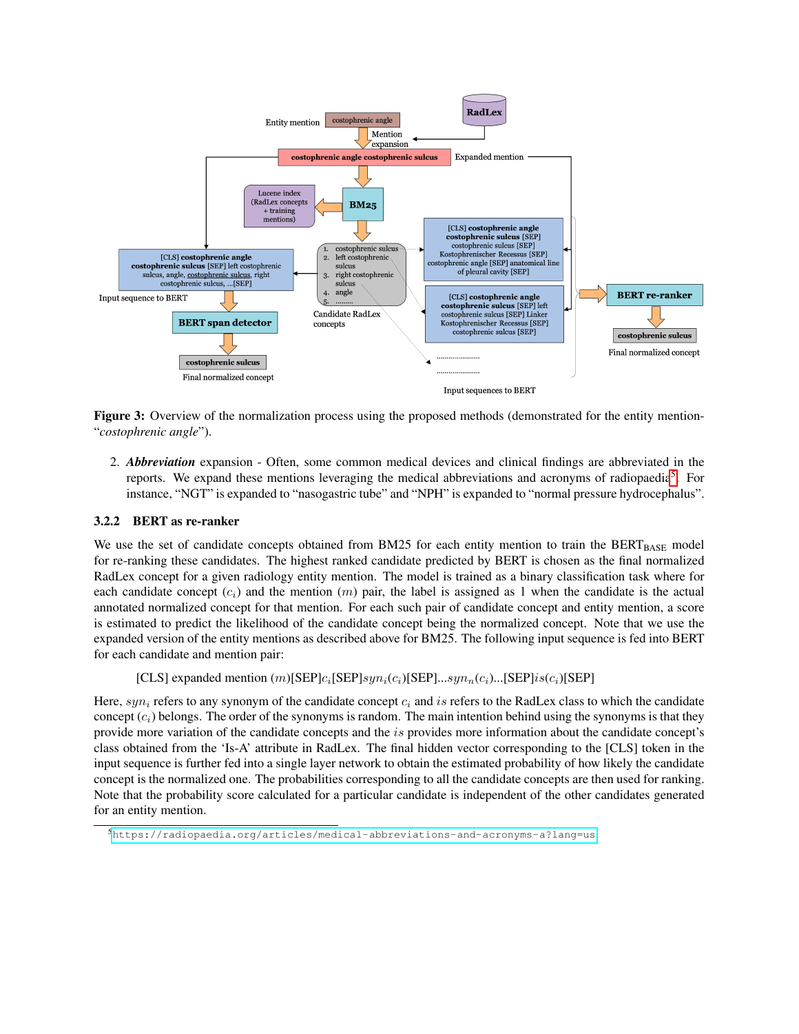Figure 3: Overview of the normalization process using the proposed methods (demonstrated for the entity mention- "*costophrenic angle*").

2. ***Abbreviation*** expansion - Often, some common medical devices and clinical findings are abbreviated in the reports. We expand these mentions leveraging the medical abbreviations and acronyms of radiopaedia[5]. For instance, "NGT" is expanded to "nasogastric tube" and "NPH" is expanded to "normal pressure hydrocephalus".

### 3.2.2 BERT as re-ranker

We use the set of candidate concepts obtained from BM25 for each entity mention to train the $\text{BERT}_{\text{BASE}}$ model for re-ranking these candidates. The highest ranked candidate predicted by BERT is chosen as the final normalized RadLex concept for a given radiology entity mention. The model is trained as a binary classification task where for each candidate concept ($c_i$) and the mention ($m$) pair, the label is assigned as 1 when the candidate is the actual annotated normalized concept for that mention. For each such pair of candidate concept and entity mention, a score is estimated to predict the likelihood of the candidate concept being the normalized concept. Note that we use the expanded version of the entity mentions as described above for BM25. The following input sequence is fed into BERT for each candidate and mention pair:

$$\text{[CLS] expanded mention } (m)\text{[SEP]}c_i\text{[SEP]}syn_i(c_i)\text{[SEP]}...syn_n(c_i)...\text{[SEP]}is(c_i)\text{[SEP]}$$

Here, $syn_i$ refers to any synonym of the candidate concept $c_i$ and $is$ refers to the RadLex class to which the candidate concept ($c_i$) belongs. The order of the synonyms is random. The main intention behind using the synonyms is that they provide more variation of the candidate concepts and the $is$ provides more information about the candidate concept's class obtained from the 'Is-A' attribute in RadLex. The final hidden vector corresponding to the [CLS] token in the input sequence is further fed into a single layer network to obtain the estimated probability of how likely the candidate concept is the normalized one. The probabilities corresponding to all the candidate concepts are then used for ranking. Note that the probability score calculated for a particular candidate is independent of the other candidates generated for an entity mention.

[5] https://radiopaedia.org/articles/medical-abbreviations-and-acronyms-a?lang=us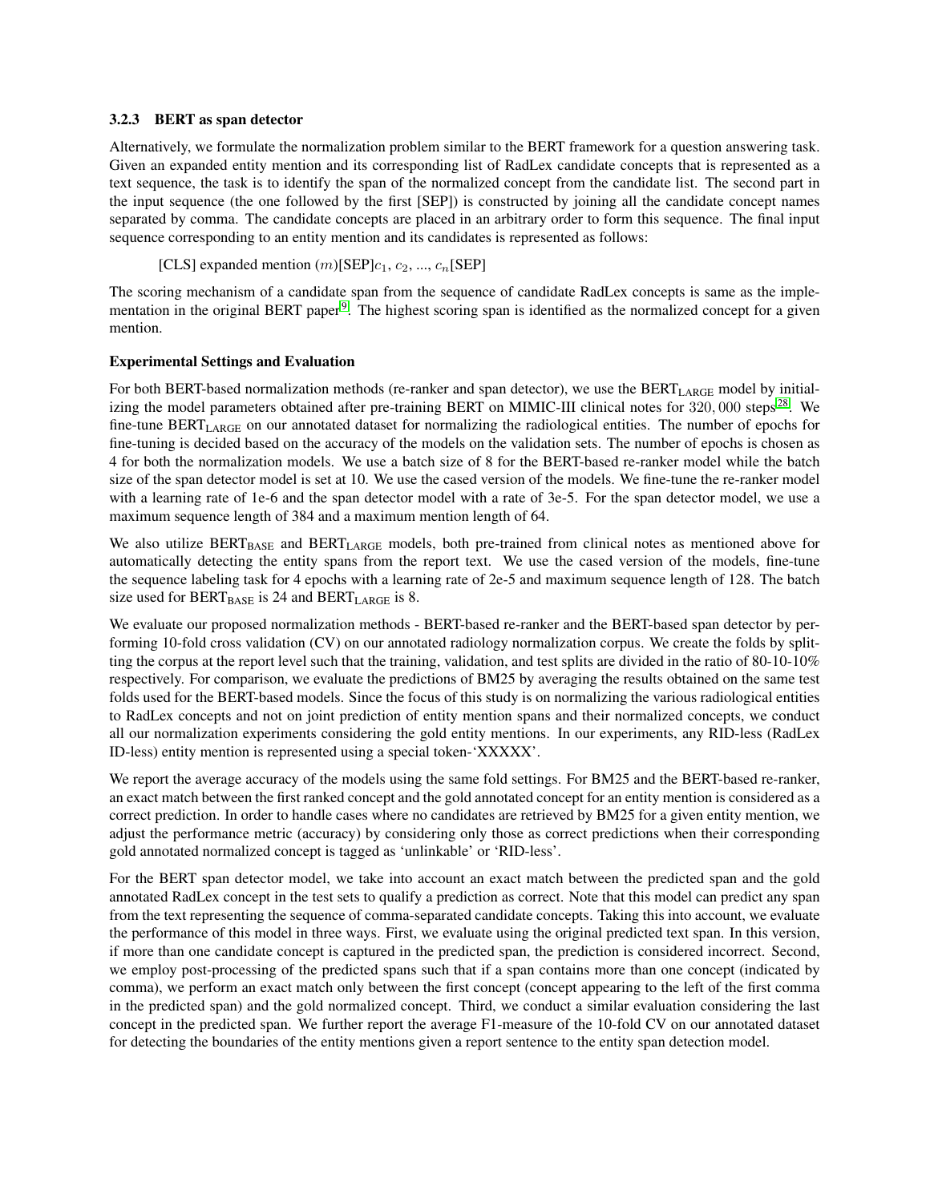### 3.2.3 BERT as span detector

Alternatively, we formulate the normalization problem similar to the BERT framework for a question answering task. Given an expanded entity mention and its corresponding list of RadLex candidate concepts that is represented as a text sequence, the task is to identify the span of the normalized concept from the candidate list. The second part in the input sequence (the one followed by the first [SEP]) is constructed by joining all the candidate concept names separated by comma. The candidate concepts are placed in an arbitrary order to form this sequence. The final input sequence corresponding to an entity mention and its candidates is represented as follows:

[CLS] expanded mention ($m$)[SEP]$c_1$, $c_2$, ..., $c_n$[SEP]

The scoring mechanism of a candidate span from the sequence of candidate RadLex concepts is same as the implementation in the original BERT paper[9]. The highest scoring span is identified as the normalized concept for a given mention.

**Experimental Settings and Evaluation**

For both BERT-based normalization methods (re-ranker and span detector), we use the $\text{BERT}_{\text{LARGE}}$ model by initializing the model parameters obtained after pre-training BERT on MIMIC-III clinical notes for $320,000$ steps[28]. We fine-tune $\text{BERT}_{\text{LARGE}}$ on our annotated dataset for normalizing the radiological entities. The number of epochs for fine-tuning is decided based on the accuracy of the models on the validation sets. The number of epochs is chosen as 4 for both the normalization models. We use a batch size of 8 for the BERT-based re-ranker model while the batch size of the span detector model is set at 10. We use the cased version of the models. We fine-tune the re-ranker model with a learning rate of 1e-6 and the span detector model with a rate of 3e-5. For the span detector model, we use a maximum sequence length of 384 and a maximum mention length of 64.

We also utilize $\text{BERT}_{\text{BASE}}$ and $\text{BERT}_{\text{LARGE}}$ models, both pre-trained from clinical notes as mentioned above for automatically detecting the entity spans from the report text. We use the cased version of the models, fine-tune the sequence labeling task for 4 epochs with a learning rate of 2e-5 and maximum sequence length of 128. The batch size used for $\text{BERT}_{\text{BASE}}$ is 24 and $\text{BERT}_{\text{LARGE}}$ is 8.

We evaluate our proposed normalization methods - BERT-based re-ranker and the BERT-based span detector by performing 10-fold cross validation (CV) on our annotated radiology normalization corpus. We create the folds by splitting the corpus at the report level such that the training, validation, and test splits are divided in the ratio of 80-10-10% respectively. For comparison, we evaluate the predictions of BM25 by averaging the results obtained on the same test folds used for the BERT-based models. Since the focus of this study is on normalizing the various radiological entities to RadLex concepts and not on joint prediction of entity mention spans and their normalized concepts, we conduct all our normalization experiments considering the gold entity mentions. In our experiments, any RID-less (RadLex ID-less) entity mention is represented using a special token-'XXXXX'.

We report the average accuracy of the models using the same fold settings. For BM25 and the BERT-based re-ranker, an exact match between the first ranked concept and the gold annotated concept for an entity mention is considered as a correct prediction. In order to handle cases where no candidates are retrieved by BM25 for a given entity mention, we adjust the performance metric (accuracy) by considering only those as correct predictions when their corresponding gold annotated normalized concept is tagged as 'unlinkable' or 'RID-less'.

For the BERT span detector model, we take into account an exact match between the predicted span and the gold annotated RadLex concept in the test sets to qualify a prediction as correct. Note that this model can predict any span from the text representing the sequence of comma-separated candidate concepts. Taking this into account, we evaluate the performance of this model in three ways. First, we evaluate using the original predicted text span. In this version, if more than one candidate concept is captured in the predicted span, the prediction is considered incorrect. Second, we employ post-processing of the predicted spans such that if a span contains more than one concept (indicated by comma), we perform an exact match only between the first concept (concept appearing to the left of the first comma in the predicted span) and the gold normalized concept. Third, we conduct a similar evaluation considering the last concept in the predicted span. We further report the average F1-measure of the 10-fold CV on our annotated dataset for detecting the boundaries of the entity mentions given a report sentence to the entity span detection model.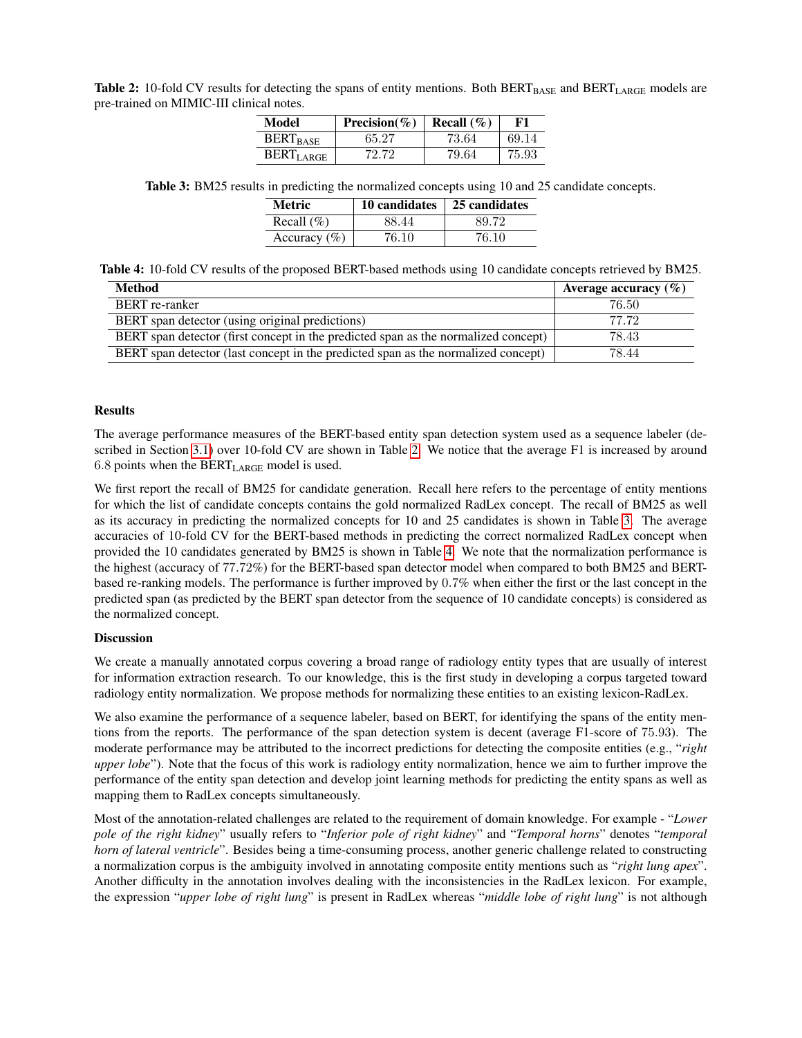**Table 2:** 10-fold CV results for detecting the spans of entity mentions. Both $\text{BERT}_{\text{BASE}}$ and $\text{BERT}_{\text{LARGE}}$ models are pre-trained on MIMIC-III clinical notes.

| Model | Precision(%) | Recall (%) | F1 |
|---|---|---|---|
| $\text{BERT}_{\text{BASE}}$ | 65.27 | 73.64 | 69.14 |
| $\text{BERT}_{\text{LARGE}}$ | 72.72 | 79.64 | 75.93 |

**Table 3:** BM25 results in predicting the normalized concepts using 10 and 25 candidate concepts.

| Metric | 10 candidates | 25 candidates |
|---|---|---|
| Recall (%) | 88.44 | 89.72 |
| Accuracy (%) | 76.10 | 76.10 |

**Table 4:** 10-fold CV results of the proposed BERT-based methods using 10 candidate concepts retrieved by BM25.

| Method | Average accuracy (%) |
|---|---|
| BERT re-ranker | 76.50 |
| BERT span detector (using original predictions) | 77.72 |
| BERT span detector (first concept in the predicted span as the normalized concept) | 78.43 |
| BERT span detector (last concept in the predicted span as the normalized concept) | 78.44 |

**Results**

The average performance measures of the BERT-based entity span detection system used as a sequence labeler (described in Section 3.1) over 10-fold CV are shown in Table 2. We notice that the average F1 is increased by around 6.8 points when the $\text{BERT}_{\text{LARGE}}$ model is used.

We first report the recall of BM25 for candidate generation. Recall here refers to the percentage of entity mentions for which the list of candidate concepts contains the gold normalized RadLex concept. The recall of BM25 as well as its accuracy in predicting the normalized concepts for 10 and 25 candidates is shown in Table 3. The average accuracies of 10-fold CV for the BERT-based methods in predicting the correct normalized RadLex concept when provided the 10 candidates generated by BM25 is shown in Table 4. We note that the normalization performance is the highest (accuracy of 77.72%) for the BERT-based span detector model when compared to both BM25 and BERT-based re-ranking models. The performance is further improved by 0.7% when either the first or the last concept in the predicted span (as predicted by the BERT span detector from the sequence of 10 candidate concepts) is considered as the normalized concept.

**Discussion**

We create a manually annotated corpus covering a broad range of radiology entity types that are usually of interest for information extraction research. To our knowledge, this is the first study in developing a corpus targeted toward radiology entity normalization. We propose methods for normalizing these entities to an existing lexicon-RadLex.

We also examine the performance of a sequence labeler, based on BERT, for identifying the spans of the entity mentions from the reports. The performance of the span detection system is decent (average F1-score of 75.93). The moderate performance may be attributed to the incorrect predictions for detecting the composite entities (e.g., "*right upper lobe*"). Note that the focus of this work is radiology entity normalization, hence we aim to further improve the performance of the entity span detection and develop joint learning methods for predicting the entity spans as well as mapping them to RadLex concepts simultaneously.

Most of the annotation-related challenges are related to the requirement of domain knowledge. For example - "*Lower pole of the right kidney*" usually refers to "*Inferior pole of right kidney*" and "*Temporal horns*" denotes "*temporal horn of lateral ventricle*". Besides being a time-consuming process, another generic challenge related to constructing a normalization corpus is the ambiguity involved in annotating composite entity mentions such as "*right lung apex*". Another difficulty in the annotation involves dealing with the inconsistencies in the RadLex lexicon. For example, the expression "*upper lobe of right lung*" is present in RadLex whereas "*middle lobe of right lung*" is not although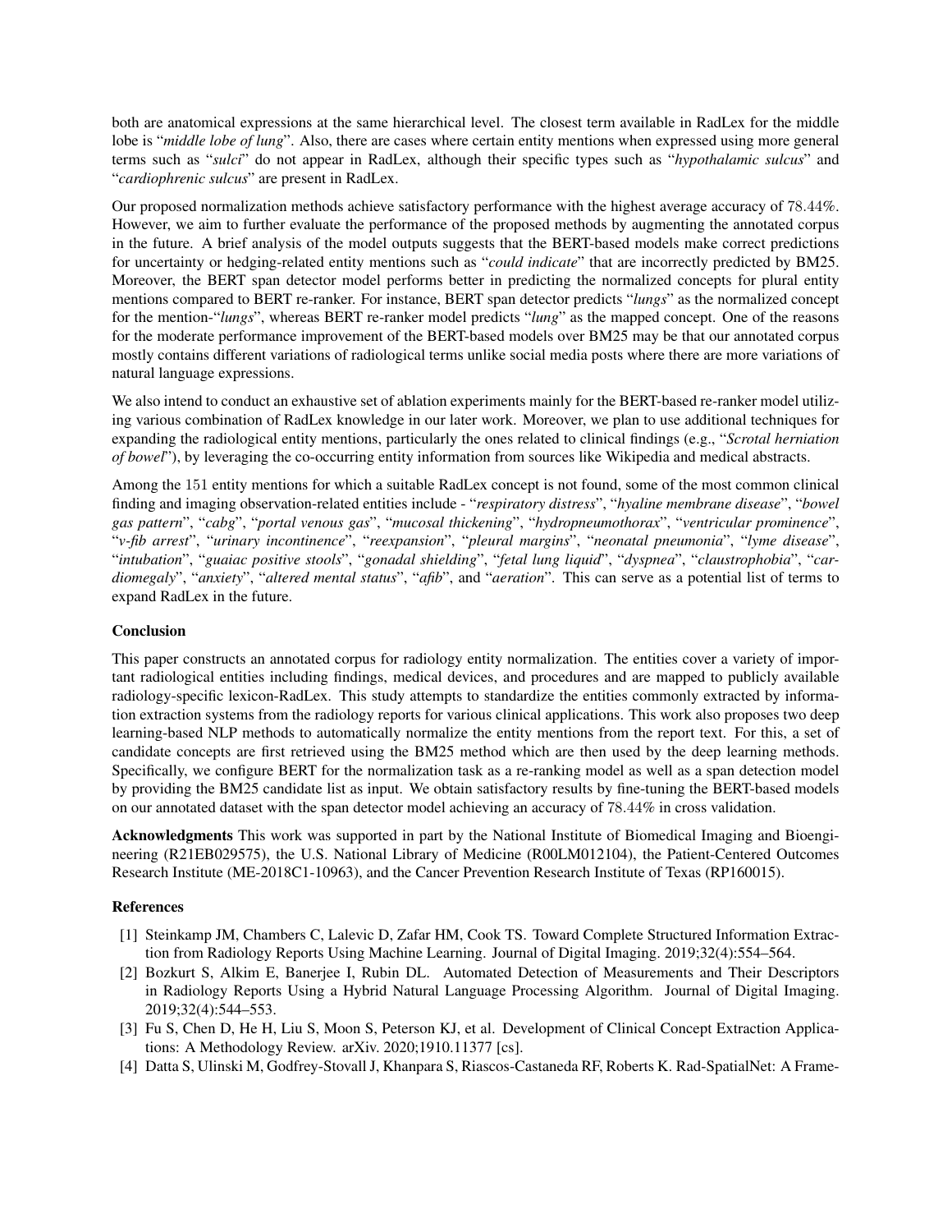both are anatomical expressions at the same hierarchical level. The closest term available in RadLex for the middle lobe is "*middle lobe of lung*". Also, there are cases where certain entity mentions when expressed using more general terms such as "*sulci*" do not appear in RadLex, although their specific types such as "*hypothalamic sulcus*" and "*cardiophrenic sulcus*" are present in RadLex.

Our proposed normalization methods achieve satisfactory performance with the highest average accuracy of 78.44%. However, we aim to further evaluate the performance of the proposed methods by augmenting the annotated corpus in the future. A brief analysis of the model outputs suggests that the BERT-based models make correct predictions for uncertainty or hedging-related entity mentions such as "*could indicate*" that are incorrectly predicted by BM25. Moreover, the BERT span detector model performs better in predicting the normalized concepts for plural entity mentions compared to BERT re-ranker. For instance, BERT span detector predicts "*lungs*" as the normalized concept for the mention-"*lungs*", whereas BERT re-ranker model predicts "*lung*" as the mapped concept. One of the reasons for the moderate performance improvement of the BERT-based models over BM25 may be that our annotated corpus mostly contains different variations of radiological terms unlike social media posts where there are more variations of natural language expressions.

We also intend to conduct an exhaustive set of ablation experiments mainly for the BERT-based re-ranker model utilizing various combination of RadLex knowledge in our later work. Moreover, we plan to use additional techniques for expanding the radiological entity mentions, particularly the ones related to clinical findings (e.g., "*Scrotal herniation of bowel*"), by leveraging the co-occurring entity information from sources like Wikipedia and medical abstracts.

Among the 151 entity mentions for which a suitable RadLex concept is not found, some of the most common clinical finding and imaging observation-related entities include - "*respiratory distress*", "*hyaline membrane disease*", "*bowel gas pattern*", "*cabg*", "*portal venous gas*", "*mucosal thickening*", "*hydropneumothorax*", "*ventricular prominence*", "*v-fib arrest*", "*urinary incontinence*", "*reexpansion*", "*pleural margins*", "*neonatal pneumonia*", "*lyme disease*", "*intubation*", "*guaiac positive stools*", "*gonadal shielding*", "*fetal lung liquid*", "*dyspnea*", "*claustrophobia*", "*cardiomegaly*", "*anxiety*", "*altered mental status*", "*afib*", and "*aeration*". This can serve as a potential list of terms to expand RadLex in the future.

## Conclusion

This paper constructs an annotated corpus for radiology entity normalization. The entities cover a variety of important radiological entities including findings, medical devices, and procedures and are mapped to publicly available radiology-specific lexicon-RadLex. This study attempts to standardize the entities commonly extracted by information extraction systems from the radiology reports for various clinical applications. This work also proposes two deep learning-based NLP methods to automatically normalize the entity mentions from the report text. For this, a set of candidate concepts are first retrieved using the BM25 method which are then used by the deep learning methods. Specifically, we configure BERT for the normalization task as a re-ranking model as well as a span detection model by providing the BM25 candidate list as input. We obtain satisfactory results by fine-tuning the BERT-based models on our annotated dataset with the span detector model achieving an accuracy of 78.44% in cross validation.

**Acknowledgments** This work was supported in part by the National Institute of Biomedical Imaging and Bioengineering (R21EB029575), the U.S. National Library of Medicine (R00LM012104), the Patient-Centered Outcomes Research Institute (ME-2018C1-10963), and the Cancer Prevention Research Institute of Texas (RP160015).

## References

[1] Steinkamp JM, Chambers C, Lalevic D, Zafar HM, Cook TS. Toward Complete Structured Information Extraction from Radiology Reports Using Machine Learning. Journal of Digital Imaging. 2019;32(4):554–564.

[2] Bozkurt S, Alkim E, Banerjee I, Rubin DL. Automated Detection of Measurements and Their Descriptors in Radiology Reports Using a Hybrid Natural Language Processing Algorithm. Journal of Digital Imaging. 2019;32(4):544–553.

[3] Fu S, Chen D, He H, Liu S, Moon S, Peterson KJ, et al. Development of Clinical Concept Extraction Applications: A Methodology Review. arXiv. 2020;1910.11377 [cs].

[4] Datta S, Ulinski M, Godfrey-Stovall J, Khanpara S, Riascos-Castaneda RF, Roberts K. Rad-SpatialNet: A Frame-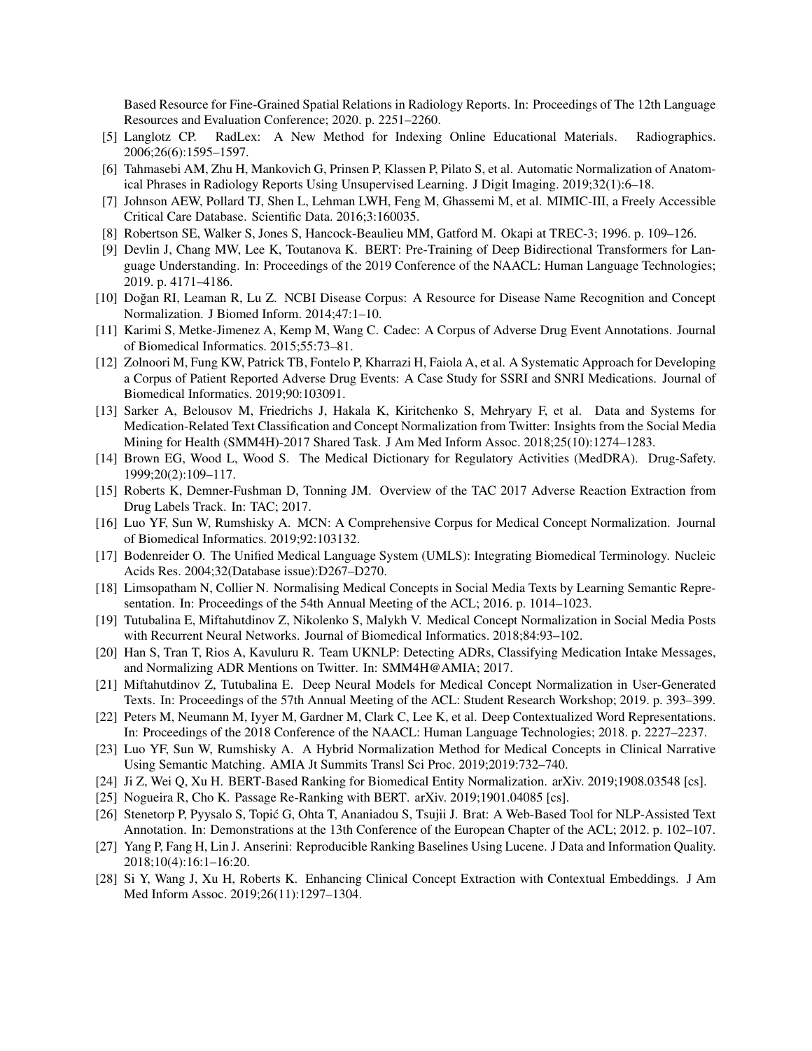Based Resource for Fine-Grained Spatial Relations in Radiology Reports. In: Proceedings of The 12th Language Resources and Evaluation Conference; 2020. p. 2251–2260.

[5] Langlotz CP. RadLex: A New Method for Indexing Online Educational Materials. Radiographics. 2006;26(6):1595–1597.

[6] Tahmasebi AM, Zhu H, Mankovich G, Prinsen P, Klassen P, Pilato S, et al. Automatic Normalization of Anatomical Phrases in Radiology Reports Using Unsupervised Learning. J Digit Imaging. 2019;32(1):6–18.

[7] Johnson AEW, Pollard TJ, Shen L, Lehman LWH, Feng M, Ghassemi M, et al. MIMIC-III, a Freely Accessible Critical Care Database. Scientific Data. 2016;3:160035.

[8] Robertson SE, Walker S, Jones S, Hancock-Beaulieu MM, Gatford M. Okapi at TREC-3; 1996. p. 109–126.

[9] Devlin J, Chang MW, Lee K, Toutanova K. BERT: Pre-Training of Deep Bidirectional Transformers for Language Understanding. In: Proceedings of the 2019 Conference of the NAACL: Human Language Technologies; 2019. p. 4171–4186.

[10] Doğan RI, Leaman R, Lu Z. NCBI Disease Corpus: A Resource for Disease Name Recognition and Concept Normalization. J Biomed Inform. 2014;47:1–10.

[11] Karimi S, Metke-Jimenez A, Kemp M, Wang C. Cadec: A Corpus of Adverse Drug Event Annotations. Journal of Biomedical Informatics. 2015;55:73–81.

[12] Zolnoori M, Fung KW, Patrick TB, Fontelo P, Kharrazi H, Faiola A, et al. A Systematic Approach for Developing a Corpus of Patient Reported Adverse Drug Events: A Case Study for SSRI and SNRI Medications. Journal of Biomedical Informatics. 2019;90:103091.

[13] Sarker A, Belousov M, Friedrichs J, Hakala K, Kiritchenko S, Mehryary F, et al. Data and Systems for Medication-Related Text Classification and Concept Normalization from Twitter: Insights from the Social Media Mining for Health (SMM4H)-2017 Shared Task. J Am Med Inform Assoc. 2018;25(10):1274–1283.

[14] Brown EG, Wood L, Wood S. The Medical Dictionary for Regulatory Activities (MedDRA). Drug-Safety. 1999;20(2):109–117.

[15] Roberts K, Demner-Fushman D, Tonning JM. Overview of the TAC 2017 Adverse Reaction Extraction from Drug Labels Track. In: TAC; 2017.

[16] Luo YF, Sun W, Rumshisky A. MCN: A Comprehensive Corpus for Medical Concept Normalization. Journal of Biomedical Informatics. 2019;92:103132.

[17] Bodenreider O. The Unified Medical Language System (UMLS): Integrating Biomedical Terminology. Nucleic Acids Res. 2004;32(Database issue):D267–D270.

[18] Limsopatham N, Collier N. Normalising Medical Concepts in Social Media Texts by Learning Semantic Representation. In: Proceedings of the 54th Annual Meeting of the ACL; 2016. p. 1014–1023.

[19] Tutubalina E, Miftahutdinov Z, Nikolenko S, Malykh V. Medical Concept Normalization in Social Media Posts with Recurrent Neural Networks. Journal of Biomedical Informatics. 2018;84:93–102.

[20] Han S, Tran T, Rios A, Kavuluru R. Team UKNLP: Detecting ADRs, Classifying Medication Intake Messages, and Normalizing ADR Mentions on Twitter. In: SMM4H@AMIA; 2017.

[21] Miftahutdinov Z, Tutubalina E. Deep Neural Models for Medical Concept Normalization in User-Generated Texts. In: Proceedings of the 57th Annual Meeting of the ACL: Student Research Workshop; 2019. p. 393–399.

[22] Peters M, Neumann M, Iyyer M, Gardner M, Clark C, Lee K, et al. Deep Contextualized Word Representations. In: Proceedings of the 2018 Conference of the NAACL: Human Language Technologies; 2018. p. 2227–2237.

[23] Luo YF, Sun W, Rumshisky A. A Hybrid Normalization Method for Medical Concepts in Clinical Narrative Using Semantic Matching. AMIA Jt Summits Transl Sci Proc. 2019;2019:732–740.

[24] Ji Z, Wei Q, Xu H. BERT-Based Ranking for Biomedical Entity Normalization. arXiv. 2019;1908.03548 [cs].

[25] Nogueira R, Cho K. Passage Re-Ranking with BERT. arXiv. 2019;1901.04085 [cs].

[26] Stenetorp P, Pyysalo S, Topić G, Ohta T, Ananiadou S, Tsujii J. Brat: A Web-Based Tool for NLP-Assisted Text Annotation. In: Demonstrations at the 13th Conference of the European Chapter of the ACL; 2012. p. 102–107.

[27] Yang P, Fang H, Lin J. Anserini: Reproducible Ranking Baselines Using Lucene. J Data and Information Quality. 2018;10(4):16:1–16:20.

[28] Si Y, Wang J, Xu H, Roberts K. Enhancing Clinical Concept Extraction with Contextual Embeddings. J Am Med Inform Assoc. 2019;26(11):1297–1304.